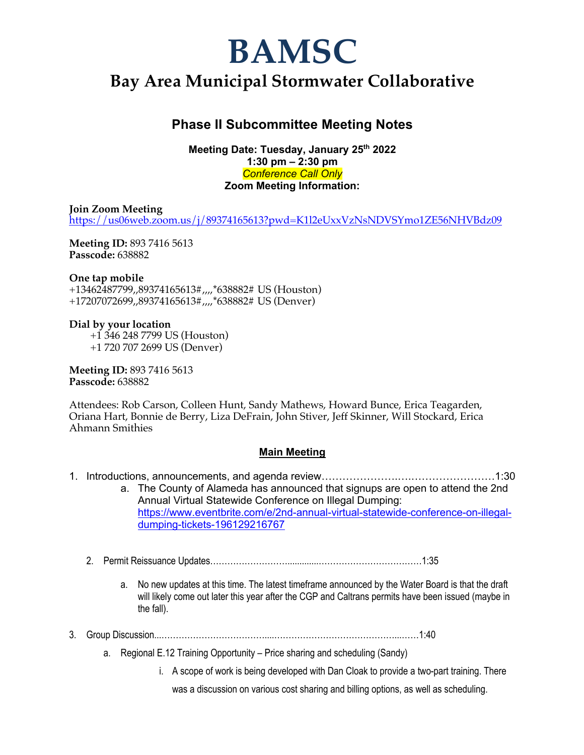# BAMSC

## Bay Area Municipal Stormwater Collaborative

### Phase II Subcommittee Meeting Notes

**Meeting Date: Tuesday, January 25th 2022**
**1:30 pm – 2:30 pm**
*Conference Call Only*
**Zoom Meeting Information:**

**Join Zoom Meeting**
https://us06web.zoom.us/j/89374165613?pwd=K1l2eUxxVzNsNDVSYmo1ZE56NHVBdz09

**Meeting ID:** 893 7416 5613
**Passcode:** 638882

**One tap mobile**
+13462487799,,89374165613#,,,,*638882# US (Houston)
+17207072699,,89374165613#,,,,*638882# US (Denver)

**Dial by your location**
+1 346 248 7799 US (Houston)
+1 720 707 2699 US (Denver)

**Meeting ID:** 893 7416 5613
**Passcode:** 638882

Attendees: Rob Carson, Colleen Hunt, Sandy Mathews, Howard Bunce, Erica Teagarden, Oriana Hart, Bonnie de Berry, Liza DeFrain, John Stiver, Jeff Skinner, Will Stockard, Erica Ahmann Smithies

**Main Meeting**

1. Introductions, announcements, and agenda review……………………………………………1:30
   a. The County of Alameda has announced that signups are open to attend the 2nd Annual Virtual Statewide Conference on Illegal Dumping: https://www.eventbrite.com/e/2nd-annual-virtual-statewide-conference-on-illegal-dumping-tickets-196129216767

2. Permit Reissuance Updates……………………………………………………………………1:35
   a. No new updates at this time. The latest timeframe announced by the Water Board is that the draft will likely come out later this year after the CGP and Caltrans permits have been issued (maybe in the fall).

3. Group Discussion……………………………………………………………………………………1:40
   a. Regional E.12 Training Opportunity – Price sharing and scheduling (Sandy)
      i. A scope of work is being developed with Dan Cloak to provide a two-part training. There was a discussion on various cost sharing and billing options, as well as scheduling.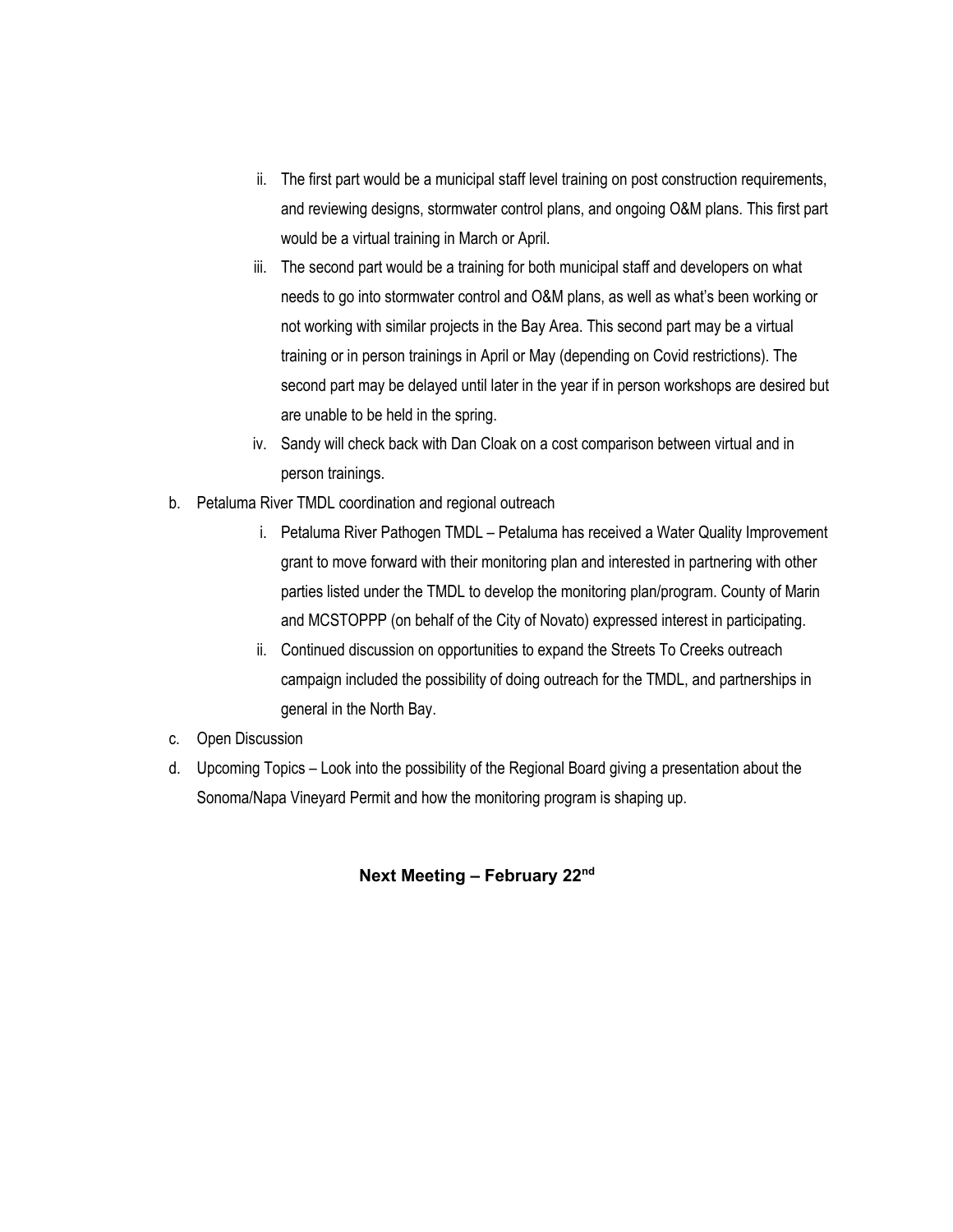ii. The first part would be a municipal staff level training on post construction requirements, and reviewing designs, stormwater control plans, and ongoing O&M plans. This first part would be a virtual training in March or April.

  iii. The second part would be a training for both municipal staff and developers on what needs to go into stormwater control and O&M plans, as well as what's been working or not working with similar projects in the Bay Area. This second part may be a virtual training or in person trainings in April or May (depending on Covid restrictions). The second part may be delayed until later in the year if in person workshops are desired but are unable to be held in the spring.

  iv. Sandy will check back with Dan Cloak on a cost comparison between virtual and in person trainings.

b. Petaluma River TMDL coordination and regional outreach

  i. Petaluma River Pathogen TMDL – Petaluma has received a Water Quality Improvement grant to move forward with their monitoring plan and interested in partnering with other parties listed under the TMDL to develop the monitoring plan/program. County of Marin and MCSTOPPP (on behalf of the City of Novato) expressed interest in participating.

  ii. Continued discussion on opportunities to expand the Streets To Creeks outreach campaign included the possibility of doing outreach for the TMDL, and partnerships in general in the North Bay.

c. Open Discussion

d. Upcoming Topics – Look into the possibility of the Regional Board giving a presentation about the Sonoma/Napa Vineyard Permit and how the monitoring program is shaping up.

**Next Meeting – February 22nd**